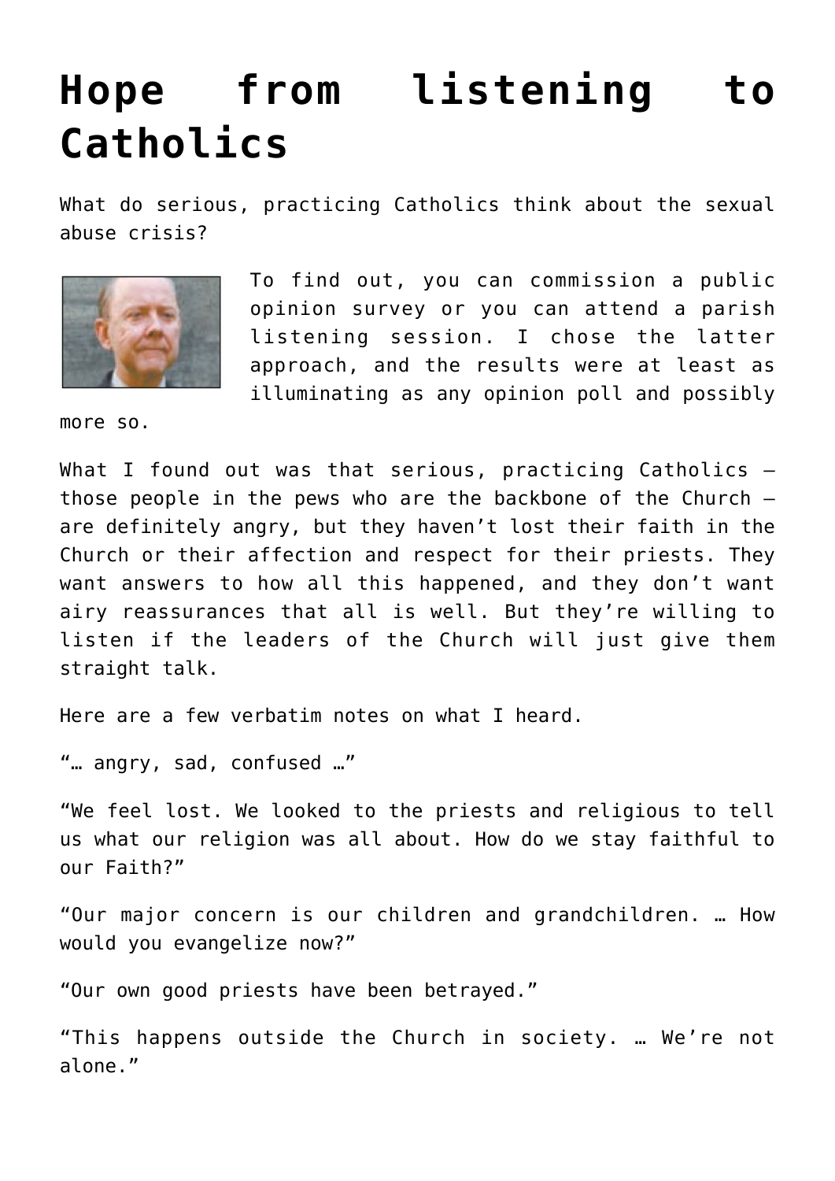# Hope from listening to Catholics

What do serious, practicing Catholics think about the sexual abuse crisis?

To find out, you can commission a public opinion survey or you can attend a parish listening session. I chose the latter approach, and the results were at least as illuminating as any opinion poll and possibly more so.

What I found out was that serious, practicing Catholics — those people in the pews who are the backbone of the Church — are definitely angry, but they haven't lost their faith in the Church or their affection and respect for their priests. They want answers to how all this happened, and they don't want airy reassurances that all is well. But they're willing to listen if the leaders of the Church will just give them straight talk.

Here are a few verbatim notes on what I heard.

"… angry, sad, confused …"

"We feel lost. We looked to the priests and religious to tell us what our religion was all about. How do we stay faithful to our Faith?"

"Our major concern is our children and grandchildren. … How would you evangelize now?"

"Our own good priests have been betrayed."

"This happens outside the Church in society. … We're not alone."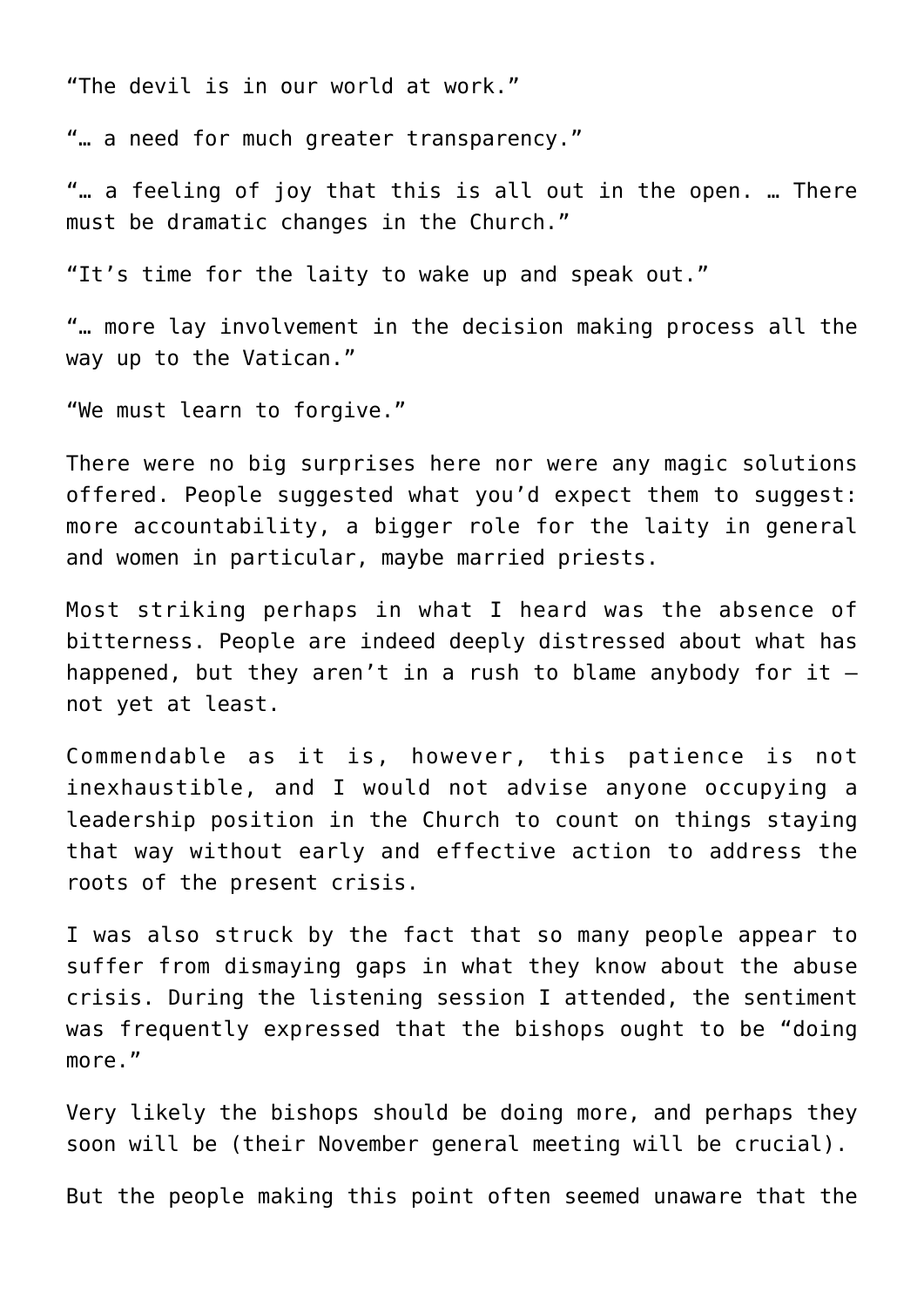"The devil is in our world at work."

"… a need for much greater transparency."

"… a feeling of joy that this is all out in the open. … There must be dramatic changes in the Church."

"It's time for the laity to wake up and speak out."

"… more lay involvement in the decision making process all the way up to the Vatican."

"We must learn to forgive."

There were no big surprises here nor were any magic solutions offered. People suggested what you'd expect them to suggest: more accountability, a bigger role for the laity in general and women in particular, maybe married priests.

Most striking perhaps in what I heard was the absence of bitterness. People are indeed deeply distressed about what has happened, but they aren't in a rush to blame anybody for it — not yet at least.

Commendable as it is, however, this patience is not inexhaustible, and I would not advise anyone occupying a leadership position in the Church to count on things staying that way without early and effective action to address the roots of the present crisis.

I was also struck by the fact that so many people appear to suffer from dismaying gaps in what they know about the abuse crisis. During the listening session I attended, the sentiment was frequently expressed that the bishops ought to be "doing more."

Very likely the bishops should be doing more, and perhaps they soon will be (their November general meeting will be crucial).

But the people making this point often seemed unaware that the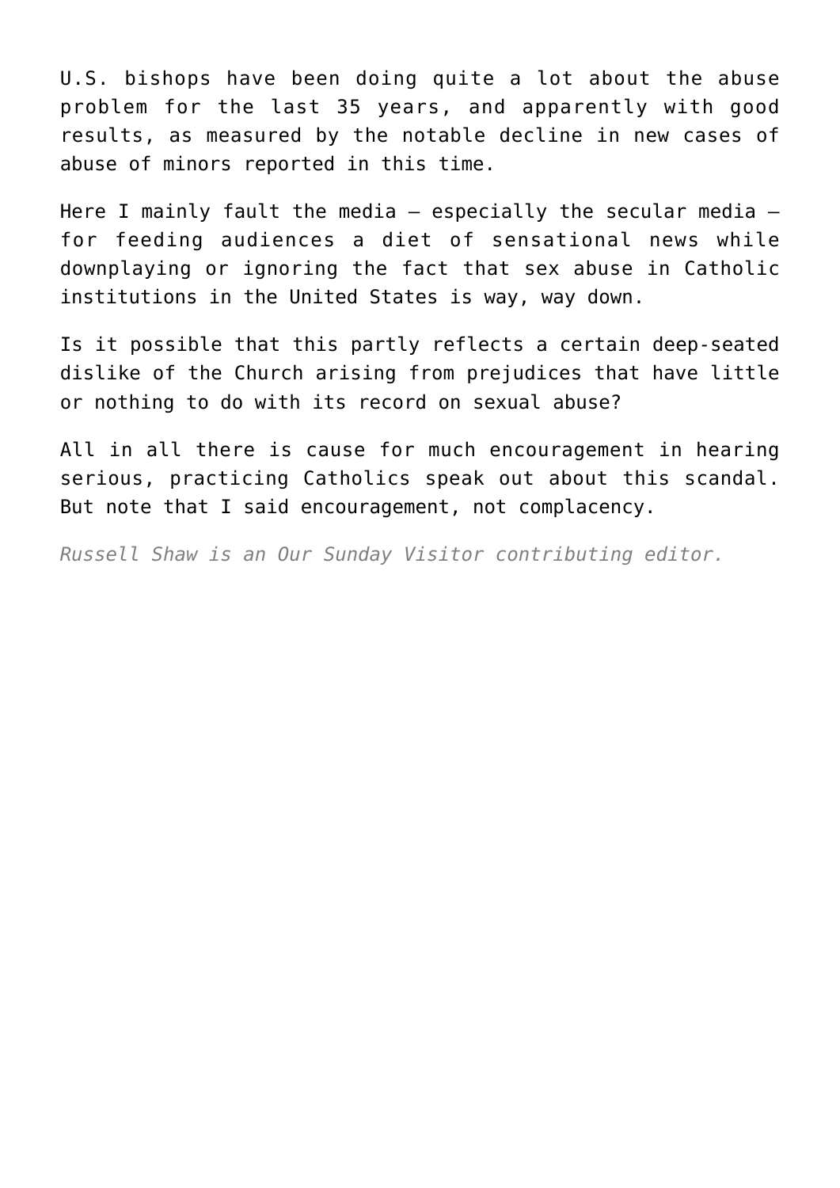U.S. bishops have been doing quite a lot about the abuse problem for the last 35 years, and apparently with good results, as measured by the notable decline in new cases of abuse of minors reported in this time.

Here I mainly fault the media — especially the secular media — for feeding audiences a diet of sensational news while downplaying or ignoring the fact that sex abuse in Catholic institutions in the United States is way, way down.

Is it possible that this partly reflects a certain deep-seated dislike of the Church arising from prejudices that have little or nothing to do with its record on sexual abuse?

All in all there is cause for much encouragement in hearing serious, practicing Catholics speak out about this scandal. But note that I said encouragement, not complacency.

*Russell Shaw is an Our Sunday Visitor contributing editor.*